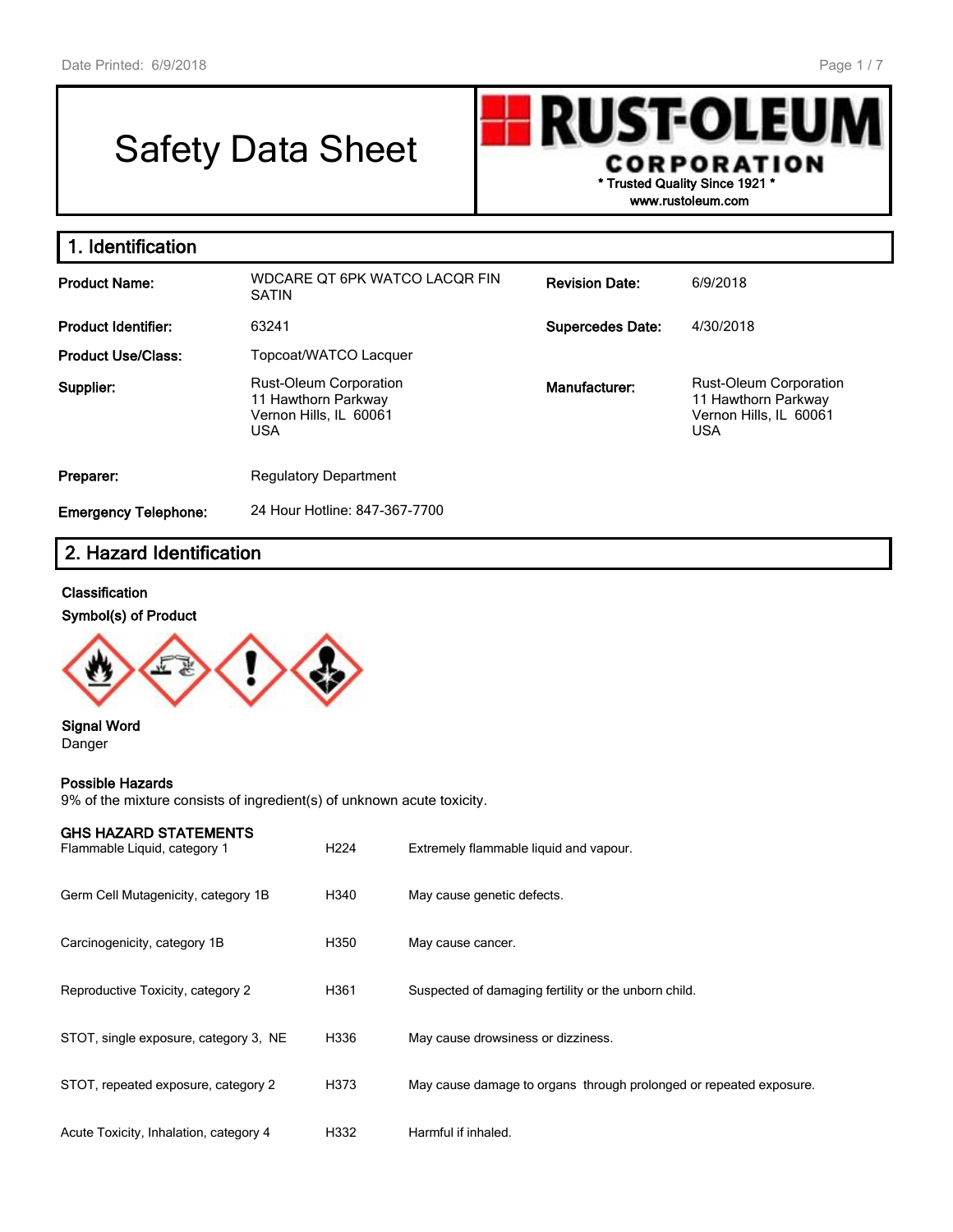Date Printed: 6/9/2018

# Safety Data Sheet

**RUST-OLEUM CORPORATION**
\* Trusted Quality Since 1921 \*
www.rustoleum.com

## 1. Identification

| | | | |
|---|---|---|---|
| **Product Name:** | WDCARE QT 6PK WATCO LACQR FIN SATIN | **Revision Date:** | 6/9/2018 |
| **Product Identifier:** | 63241 | **Supercedes Date:** | 4/30/2018 |
| **Product Use/Class:** | Topcoat/WATCO Lacquer | | |
| **Supplier:** | Rust-Oleum Corporation<br>11 Hawthorn Parkway<br>Vernon Hills, IL 60061<br>USA | **Manufacturer:** | Rust-Oleum Corporation<br>11 Hawthorn Parkway<br>Vernon Hills, IL 60061<br>USA |
| **Preparer:** | Regulatory Department | | |
| **Emergency Telephone:** | 24 Hour Hotline: 847-367-7700 | | |

## 2. Hazard Identification

**Classification**

**Symbol(s) of Product**

**Signal Word**
Danger

**Possible Hazards**
9% of the mixture consists of ingredient(s) of unknown acute toxicity.

**GHS HAZARD STATEMENTS**

| | | |
|---|---|---|
| Flammable Liquid, category 1 | H224 | Extremely flammable liquid and vapour. |
| Germ Cell Mutagenicity, category 1B | H340 | May cause genetic defects. |
| Carcinogenicity, category 1B | H350 | May cause cancer. |
| Reproductive Toxicity, category 2 | H361 | Suspected of damaging fertility or the unborn child. |
| STOT, single exposure, category 3, NE | H336 | May cause drowsiness or dizziness. |
| STOT, repeated exposure, category 2 | H373 | May cause damage to organs through prolonged or repeated exposure. |
| Acute Toxicity, Inhalation, category 4 | H332 | Harmful if inhaled. |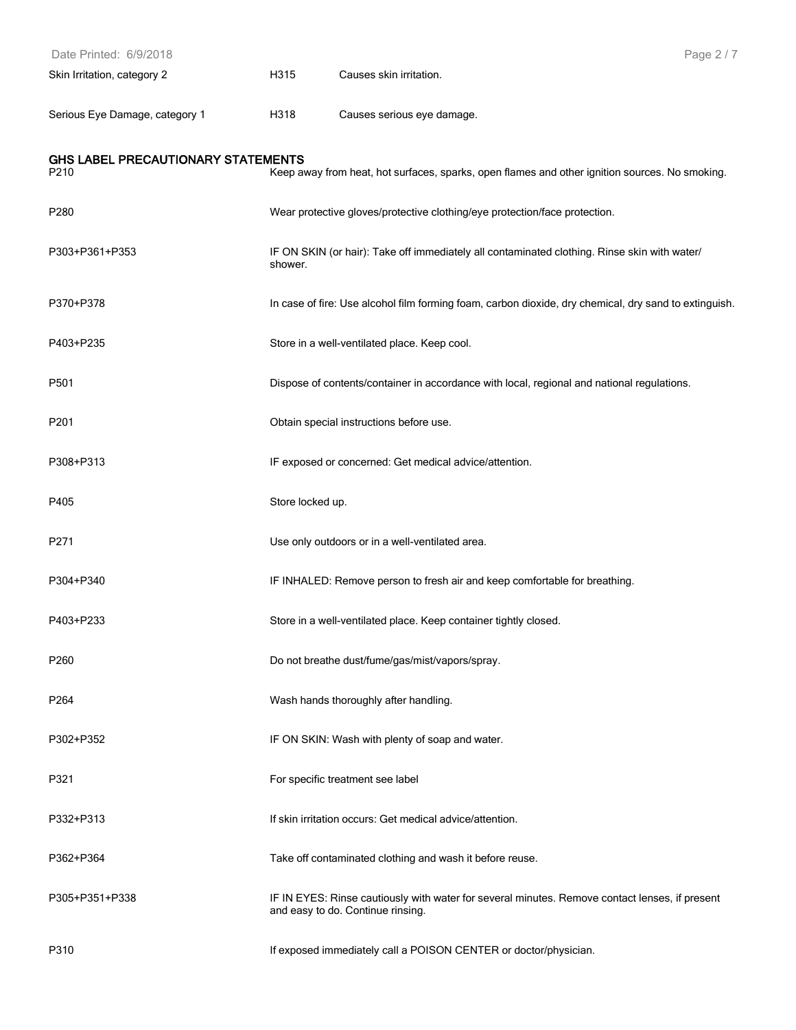| | | |
|---|---|---|
| Skin Irritation, category 2 | H315 | Causes skin irritation. |
| Serious Eye Damage, category 1 | H318 | Causes serious eye damage. |

## GHS LABEL PRECAUTIONARY STATEMENTS

| | |
|---|---|
| P210 | Keep away from heat, hot surfaces, sparks, open flames and other ignition sources. No smoking. |
| P280 | Wear protective gloves/protective clothing/eye protection/face protection. |
| P303+P361+P353 | IF ON SKIN (or hair): Take off immediately all contaminated clothing. Rinse skin with water/ shower. |
| P370+P378 | In case of fire: Use alcohol film forming foam, carbon dioxide, dry chemical, dry sand to extinguish. |
| P403+P235 | Store in a well-ventilated place. Keep cool. |
| P501 | Dispose of contents/container in accordance with local, regional and national regulations. |
| P201 | Obtain special instructions before use. |
| P308+P313 | IF exposed or concerned: Get medical advice/attention. |
| P405 | Store locked up. |
| P271 | Use only outdoors or in a well-ventilated area. |
| P304+P340 | IF INHALED: Remove person to fresh air and keep comfortable for breathing. |
| P403+P233 | Store in a well-ventilated place. Keep container tightly closed. |
| P260 | Do not breathe dust/fume/gas/mist/vapors/spray. |
| P264 | Wash hands thoroughly after handling. |
| P302+P352 | IF ON SKIN: Wash with plenty of soap and water. |
| P321 | For specific treatment see label |
| P332+P313 | If skin irritation occurs: Get medical advice/attention. |
| P362+P364 | Take off contaminated clothing and wash it before reuse. |
| P305+P351+P338 | IF IN EYES: Rinse cautiously with water for several minutes. Remove contact lenses, if present and easy to do. Continue rinsing. |
| P310 | If exposed immediately call a POISON CENTER or doctor/physician. |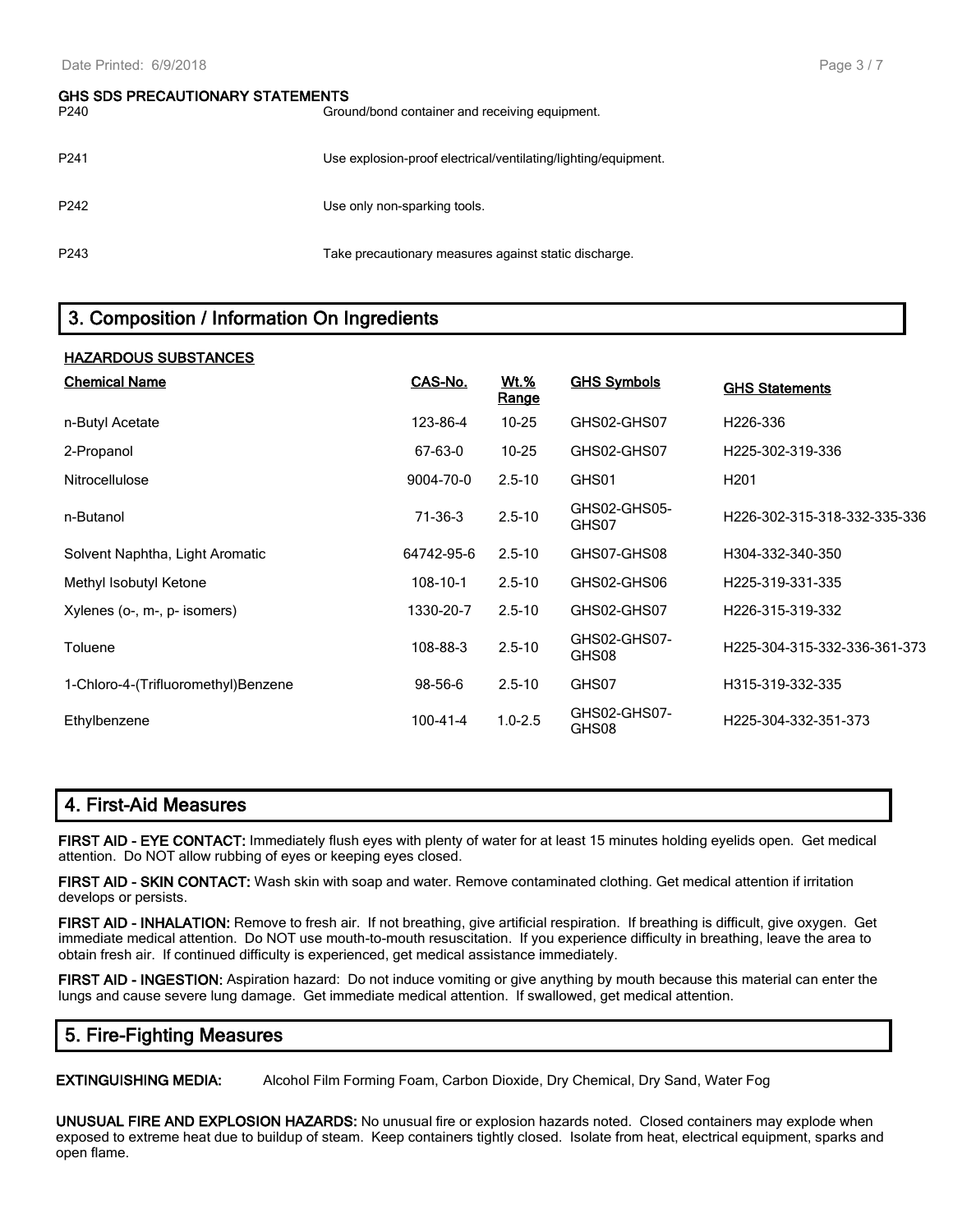### GHS SDS PRECAUTIONARY STATEMENTS

| | |
|---|---|
| P240 | Ground/bond container and receiving equipment. |
| P241 | Use explosion-proof electrical/ventilating/lighting/equipment. |
| P242 | Use only non-sparking tools. |
| P243 | Take precautionary measures against static discharge. |

## 3. Composition / Information On Ingredients

**HAZARDOUS SUBSTANCES**

| Chemical Name | CAS-No. | Wt.% Range | GHS Symbols | GHS Statements |
|---|---|---|---|---|
| n-Butyl Acetate | 123-86-4 | 10-25 | GHS02-GHS07 | H226-336 |
| 2-Propanol | 67-63-0 | 10-25 | GHS02-GHS07 | H225-302-319-336 |
| Nitrocellulose | 9004-70-0 | 2.5-10 | GHS01 | H201 |
| n-Butanol | 71-36-3 | 2.5-10 | GHS02-GHS05-GHS07 | H226-302-315-318-332-335-336 |
| Solvent Naphtha, Light Aromatic | 64742-95-6 | 2.5-10 | GHS07-GHS08 | H304-332-340-350 |
| Methyl Isobutyl Ketone | 108-10-1 | 2.5-10 | GHS02-GHS06 | H225-319-331-335 |
| Xylenes (o-, m-, p- isomers) | 1330-20-7 | 2.5-10 | GHS02-GHS07 | H226-315-319-332 |
| Toluene | 108-88-3 | 2.5-10 | GHS02-GHS07-GHS08 | H225-304-315-332-336-361-373 |
| 1-Chloro-4-(Trifluoromethyl)Benzene | 98-56-6 | 2.5-10 | GHS07 | H315-319-332-335 |
| Ethylbenzene | 100-41-4 | 1.0-2.5 | GHS02-GHS07-GHS08 | H225-304-332-351-373 |

## 4. First-Aid Measures

**FIRST AID - EYE CONTACT:** Immediately flush eyes with plenty of water for at least 15 minutes holding eyelids open. Get medical attention. Do NOT allow rubbing of eyes or keeping eyes closed.

**FIRST AID - SKIN CONTACT:** Wash skin with soap and water. Remove contaminated clothing. Get medical attention if irritation develops or persists.

**FIRST AID - INHALATION:** Remove to fresh air. If not breathing, give artificial respiration. If breathing is difficult, give oxygen. Get immediate medical attention. Do NOT use mouth-to-mouth resuscitation. If you experience difficulty in breathing, leave the area to obtain fresh air. If continued difficulty is experienced, get medical assistance immediately.

**FIRST AID - INGESTION:** Aspiration hazard: Do not induce vomiting or give anything by mouth because this material can enter the lungs and cause severe lung damage. Get immediate medical attention. If swallowed, get medical attention.

## 5. Fire-Fighting Measures

**EXTINGUISHING MEDIA:** Alcohol Film Forming Foam, Carbon Dioxide, Dry Chemical, Dry Sand, Water Fog

**UNUSUAL FIRE AND EXPLOSION HAZARDS:** No unusual fire or explosion hazards noted. Closed containers may explode when exposed to extreme heat due to buildup of steam. Keep containers tightly closed. Isolate from heat, electrical equipment, sparks and open flame.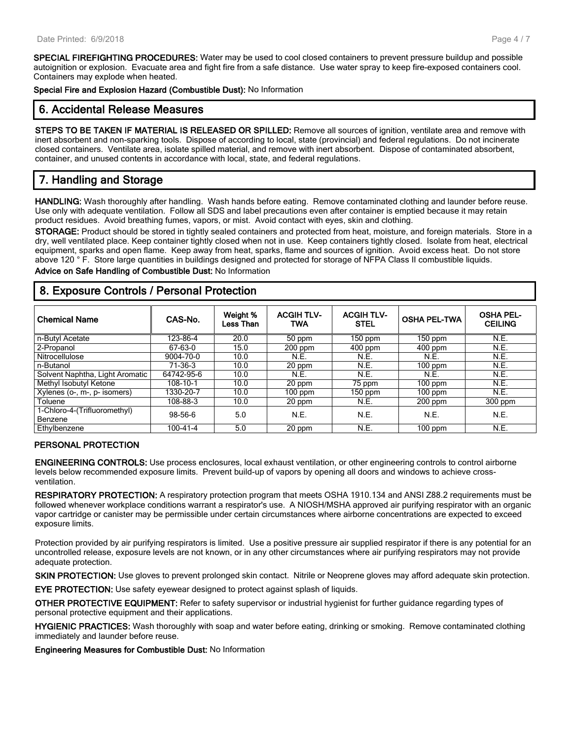**SPECIAL FIREFIGHTING PROCEDURES:** Water may be used to cool closed containers to prevent pressure buildup and possible autoignition or explosion. Evacuate area and fight fire from a safe distance. Use water spray to keep fire-exposed containers cool. Containers may explode when heated.

**Special Fire and Explosion Hazard (Combustible Dust):** No Information

## 6. Accidental Release Measures

**STEPS TO BE TAKEN IF MATERIAL IS RELEASED OR SPILLED:** Remove all sources of ignition, ventilate area and remove with inert absorbent and non-sparking tools. Dispose of according to local, state (provincial) and federal regulations. Do not incinerate closed containers. Ventilate area, isolate spilled material, and remove with inert absorbent. Dispose of contaminated absorbent, container, and unused contents in accordance with local, state, and federal regulations.

## 7. Handling and Storage

**HANDLING:** Wash thoroughly after handling. Wash hands before eating. Remove contaminated clothing and launder before reuse. Use only with adequate ventilation. Follow all SDS and label precautions even after container is emptied because it may retain product residues. Avoid breathing fumes, vapors, or mist. Avoid contact with eyes, skin and clothing.

**STORAGE:** Product should be stored in tightly sealed containers and protected from heat, moisture, and foreign materials. Store in a dry, well ventilated place. Keep container tightly closed when not in use. Keep containers tightly closed. Isolate from heat, electrical equipment, sparks and open flame. Keep away from heat, sparks, flame and sources of ignition. Avoid excess heat. Do not store above 120 ° F. Store large quantities in buildings designed and protected for storage of NFPA Class II combustible liquids.

**Advice on Safe Handling of Combustible Dust:** No Information

## 8. Exposure Controls / Personal Protection

| Chemical Name | CAS-No. | Weight % Less Than | ACGIH TLV-TWA | ACGIH TLV-STEL | OSHA PEL-TWA | OSHA PEL-CEILING |
|---|---|---|---|---|---|---|
| n-Butyl Acetate | 123-86-4 | 20.0 | 50 ppm | 150 ppm | 150 ppm | N.E. |
| 2-Propanol | 67-63-0 | 15.0 | 200 ppm | 400 ppm | 400 ppm | N.E. |
| Nitrocellulose | 9004-70-0 | 10.0 | N.E. | N.E. | N.E. | N.E. |
| n-Butanol | 71-36-3 | 10.0 | 20 ppm | N.E. | 100 ppm | N.E. |
| Solvent Naphtha, Light Aromatic | 64742-95-6 | 10.0 | N.E. | N.E. | N.E. | N.E. |
| Methyl Isobutyl Ketone | 108-10-1 | 10.0 | 20 ppm | 75 ppm | 100 ppm | N.E. |
| Xylenes (o-, m-, p- isomers) | 1330-20-7 | 10.0 | 100 ppm | 150 ppm | 100 ppm | N.E. |
| Toluene | 108-88-3 | 10.0 | 20 ppm | N.E. | 200 ppm | 300 ppm |
| 1-Chloro-4-(Trifluoromethyl) Benzene | 98-56-6 | 5.0 | N.E. | N.E. | N.E. | N.E. |
| Ethylbenzene | 100-41-4 | 5.0 | 20 ppm | N.E. | 100 ppm | N.E. |

### PERSONAL PROTECTION

**ENGINEERING CONTROLS:** Use process enclosures, local exhaust ventilation, or other engineering controls to control airborne levels below recommended exposure limits. Prevent build-up of vapors by opening all doors and windows to achieve cross-ventilation.

**RESPIRATORY PROTECTION:** A respiratory protection program that meets OSHA 1910.134 and ANSI Z88.2 requirements must be followed whenever workplace conditions warrant a respirator's use. A NIOSH/MSHA approved air purifying respirator with an organic vapor cartridge or canister may be permissible under certain circumstances where airborne concentrations are expected to exceed exposure limits.

Protection provided by air purifying respirators is limited. Use a positive pressure air supplied respirator if there is any potential for an uncontrolled release, exposure levels are not known, or in any other circumstances where air purifying respirators may not provide adequate protection.

**SKIN PROTECTION:** Use gloves to prevent prolonged skin contact. Nitrile or Neoprene gloves may afford adequate skin protection.

**EYE PROTECTION:** Use safety eyewear designed to protect against splash of liquids.

**OTHER PROTECTIVE EQUIPMENT:** Refer to safety supervisor or industrial hygienist for further guidance regarding types of personal protective equipment and their applications.

**HYGIENIC PRACTICES:** Wash thoroughly with soap and water before eating, drinking or smoking. Remove contaminated clothing immediately and launder before reuse.

**Engineering Measures for Combustible Dust:** No Information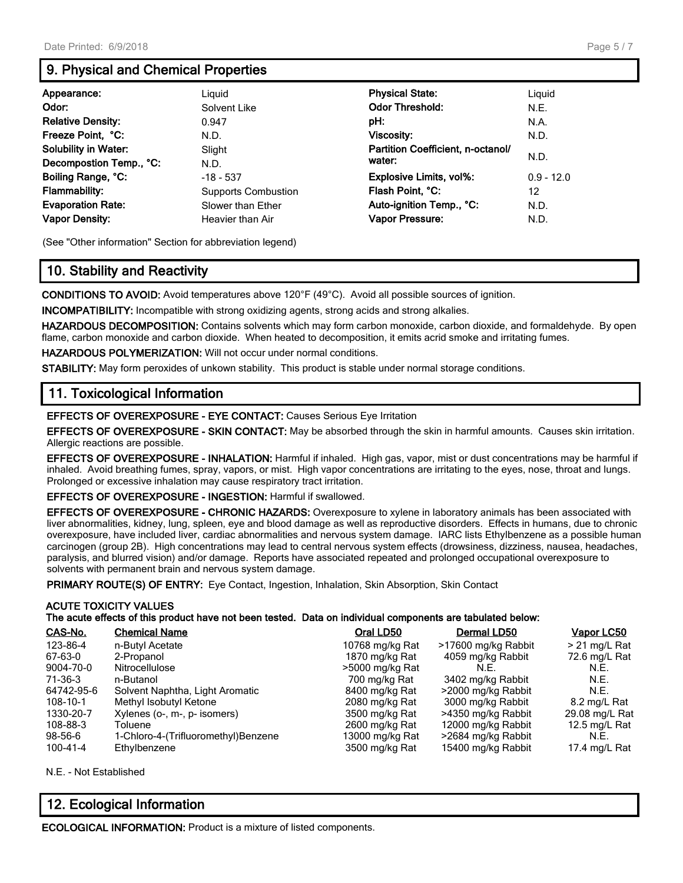## 9. Physical and Chemical Properties

| | | | |
|---|---|---|---|
| **Appearance:** | Liquid | **Physical State:** | Liquid |
| **Odor:** | Solvent Like | **Odor Threshold:** | N.E. |
| **Relative Density:** | 0.947 | **pH:** | N.A. |
| **Freeze Point, °C:** | N.D. | **Viscosity:** | N.D. |
| **Solubility in Water:** | Slight | **Partition Coefficient, n-octanol/ water:** | N.D. |
| **Decompostion Temp., °C:** | N.D. | | |
| **Boiling Range, °C:** | -18 - 537 | **Explosive Limits, vol%:** | 0.9 - 12.0 |
| **Flammability:** | Supports Combustion | **Flash Point, °C:** | 12 |
| **Evaporation Rate:** | Slower than Ether | **Auto-ignition Temp., °C:** | N.D. |
| **Vapor Density:** | Heavier than Air | **Vapor Pressure:** | N.D. |

(See "Other information" Section for abbreviation legend)

## 10. Stability and Reactivity

**CONDITIONS TO AVOID:** Avoid temperatures above 120°F (49°C). Avoid all possible sources of ignition.

**INCOMPATIBILITY:** Incompatible with strong oxidizing agents, strong acids and strong alkalies.

**HAZARDOUS DECOMPOSITION:** Contains solvents which may form carbon monoxide, carbon dioxide, and formaldehyde. By open flame, carbon monoxide and carbon dioxide. When heated to decomposition, it emits acrid smoke and irritating fumes.

**HAZARDOUS POLYMERIZATION:** Will not occur under normal conditions.

**STABILITY:** May form peroxides of unkown stability. This product is stable under normal storage conditions.

## 11. Toxicological Information

**EFFECTS OF OVEREXPOSURE - EYE CONTACT:** Causes Serious Eye Irritation

**EFFECTS OF OVEREXPOSURE - SKIN CONTACT:** May be absorbed through the skin in harmful amounts. Causes skin irritation. Allergic reactions are possible.

**EFFECTS OF OVEREXPOSURE - INHALATION:** Harmful if inhaled. High gas, vapor, mist or dust concentrations may be harmful if inhaled. Avoid breathing fumes, spray, vapors, or mist. High vapor concentrations are irritating to the eyes, nose, throat and lungs. Prolonged or excessive inhalation may cause respiratory tract irritation.

**EFFECTS OF OVEREXPOSURE - INGESTION:** Harmful if swallowed.

**EFFECTS OF OVEREXPOSURE - CHRONIC HAZARDS:** Overexposure to xylene in laboratory animals has been associated with liver abnormalities, kidney, lung, spleen, eye and blood damage as well as reproductive disorders. Effects in humans, due to chronic overexposure, have included liver, cardiac abnormalities and nervous system damage. IARC lists Ethylbenzene as a possible human carcinogen (group 2B). High concentrations may lead to central nervous system effects (drowsiness, dizziness, nausea, headaches, paralysis, and blurred vision) and/or damage. Reports have associated repeated and prolonged occupational overexposure to solvents with permanent brain and nervous system damage.

**PRIMARY ROUTE(S) OF ENTRY:** Eye Contact, Ingestion, Inhalation, Skin Absorption, Skin Contact

**ACUTE TOXICITY VALUES**

**The acute effects of this product have not been tested. Data on individual components are tabulated below:**

| CAS-No. | Chemical Name | Oral LD50 | Dermal LD50 | Vapor LC50 |
|---|---|---|---|---|
| 123-86-4 | n-Butyl Acetate | 10768 mg/kg Rat | >17600 mg/kg Rabbit | > 21 mg/L Rat |
| 67-63-0 | 2-Propanol | 1870 mg/kg Rat | 4059 mg/kg Rabbit | 72.6 mg/L Rat |
| 9004-70-0 | Nitrocellulose | >5000 mg/kg Rat | N.E. | N.E. |
| 71-36-3 | n-Butanol | 700 mg/kg Rat | 3402 mg/kg Rabbit | N.E. |
| 64742-95-6 | Solvent Naphtha, Light Aromatic | 8400 mg/kg Rat | >2000 mg/kg Rabbit | N.E. |
| 108-10-1 | Methyl Isobutyl Ketone | 2080 mg/kg Rat | 3000 mg/kg Rabbit | 8.2 mg/L Rat |
| 1330-20-7 | Xylenes (o-, m-, p- isomers) | 3500 mg/kg Rat | >4350 mg/kg Rabbit | 29.08 mg/L Rat |
| 108-88-3 | Toluene | 2600 mg/kg Rat | 12000 mg/kg Rabbit | 12.5 mg/L Rat |
| 98-56-6 | 1-Chloro-4-(Trifluoromethyl)Benzene | 13000 mg/kg Rat | >2684 mg/kg Rabbit | N.E. |
| 100-41-4 | Ethylbenzene | 3500 mg/kg Rat | 15400 mg/kg Rabbit | 17.4 mg/L Rat |

N.E. - Not Established

## 12. Ecological Information

**ECOLOGICAL INFORMATION:** Product is a mixture of listed components.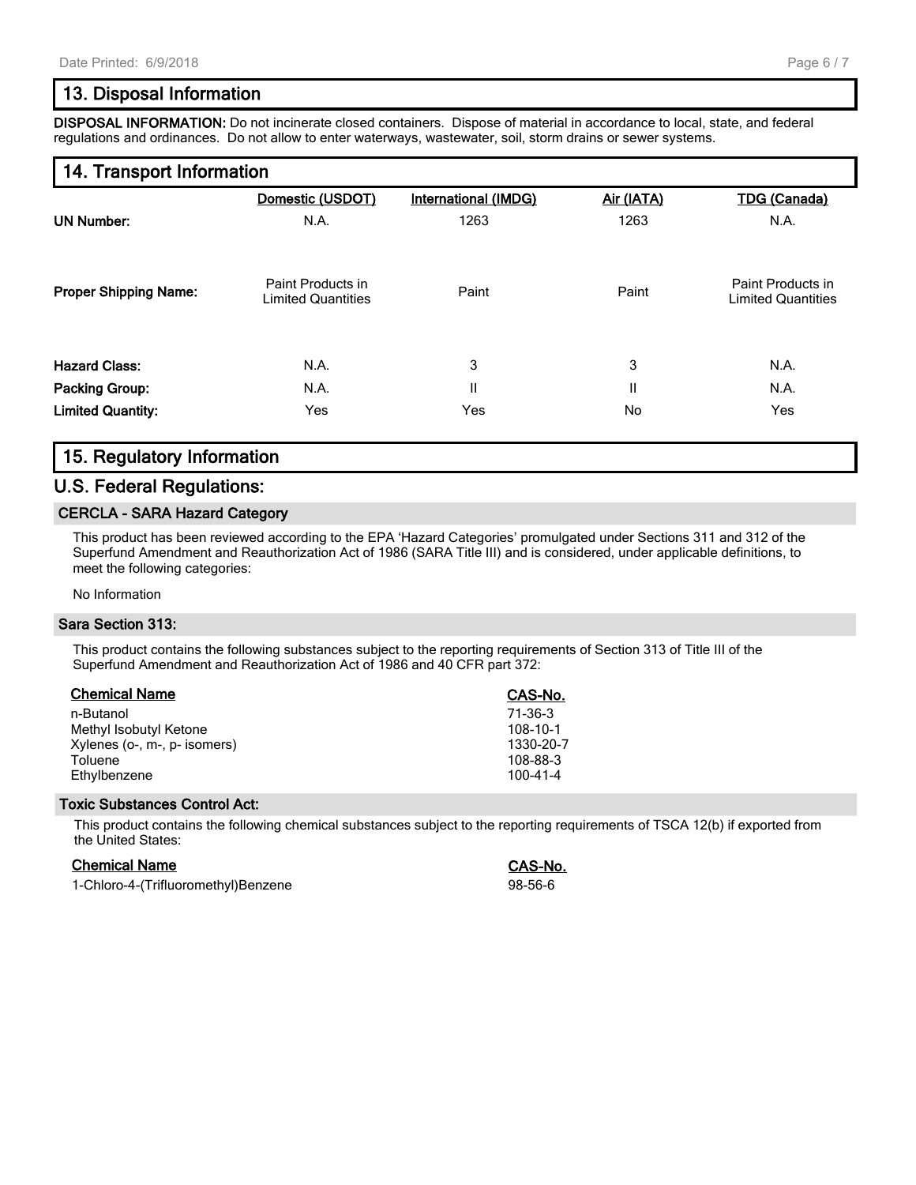## 13. Disposal Information

**DISPOSAL INFORMATION:** Do not incinerate closed containers. Dispose of material in accordance to local, state, and federal regulations and ordinances. Do not allow to enter waterways, wastewater, soil, storm drains or sewer systems.

## 14. Transport Information

| | Domestic (USDOT) | International (IMDG) | Air (IATA) | TDG (Canada) |
|---|---|---|---|---|
| **UN Number:** | N.A. | 1263 | 1263 | N.A. |
| **Proper Shipping Name:** | Paint Products in Limited Quantities | Paint | Paint | Paint Products in Limited Quantities |
| **Hazard Class:** | N.A. | 3 | 3 | N.A. |
| **Packing Group:** | N.A. | II | II | N.A. |
| **Limited Quantity:** | Yes | Yes | No | Yes |

## 15. Regulatory Information

## U.S. Federal Regulations:

### CERCLA - SARA Hazard Category

This product has been reviewed according to the EPA 'Hazard Categories' promulgated under Sections 311 and 312 of the Superfund Amendment and Reauthorization Act of 1986 (SARA Title III) and is considered, under applicable definitions, to meet the following categories:

No Information

### Sara Section 313:

This product contains the following substances subject to the reporting requirements of Section 313 of Title III of the Superfund Amendment and Reauthorization Act of 1986 and 40 CFR part 372:

| Chemical Name | CAS-No. |
|---|---|
| n-Butanol | 71-36-3 |
| Methyl Isobutyl Ketone | 108-10-1 |
| Xylenes (o-, m-, p- isomers) | 1330-20-7 |
| Toluene | 108-88-3 |
| Ethylbenzene | 100-41-4 |

### Toxic Substances Control Act:

This product contains the following chemical substances subject to the reporting requirements of TSCA 12(b) if exported from the United States:

| Chemical Name | CAS-No. |
|---|---|
| 1-Chloro-4-(Trifluoromethyl)Benzene | 98-56-6 |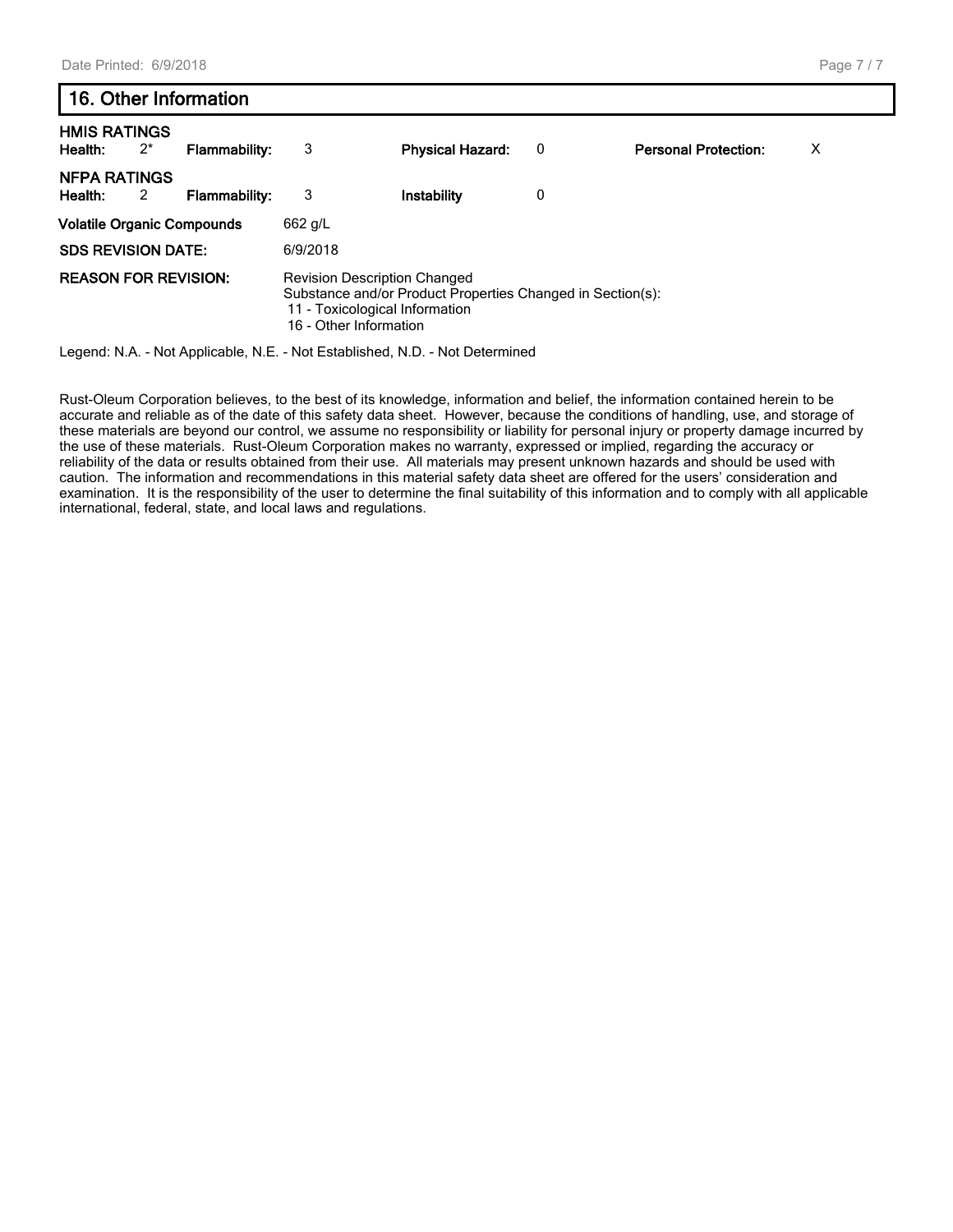## 16. Other Information

**HMIS RATINGS**

| | | | | | | | |
|---|---|---|---|---|---|---|---|
| **Health:** | 2* | **Flammability:** | 3 | **Physical Hazard:** | 0 | **Personal Protection:** | X |

**NFPA RATINGS**

| | | | | | |
|---|---|---|---|---|---|
| **Health:** | 2 | **Flammability:** | 3 | **Instability** | 0 |

**Volatile Organic Compounds** 662 g/L

**SDS REVISION DATE:** 6/9/2018

**REASON FOR REVISION:** Revision Description Changed
Substance and/or Product Properties Changed in Section(s):
11 - Toxicological Information
16 - Other Information

Legend: N.A. - Not Applicable, N.E. - Not Established, N.D. - Not Determined

Rust-Oleum Corporation believes, to the best of its knowledge, information and belief, the information contained herein to be accurate and reliable as of the date of this safety data sheet. However, because the conditions of handling, use, and storage of these materials are beyond our control, we assume no responsibility or liability for personal injury or property damage incurred by the use of these materials. Rust-Oleum Corporation makes no warranty, expressed or implied, regarding the accuracy or reliability of the data or results obtained from their use. All materials may present unknown hazards and should be used with caution. The information and recommendations in this material safety data sheet are offered for the users' consideration and examination. It is the responsibility of the user to determine the final suitability of this information and to comply with all applicable international, federal, state, and local laws and regulations.